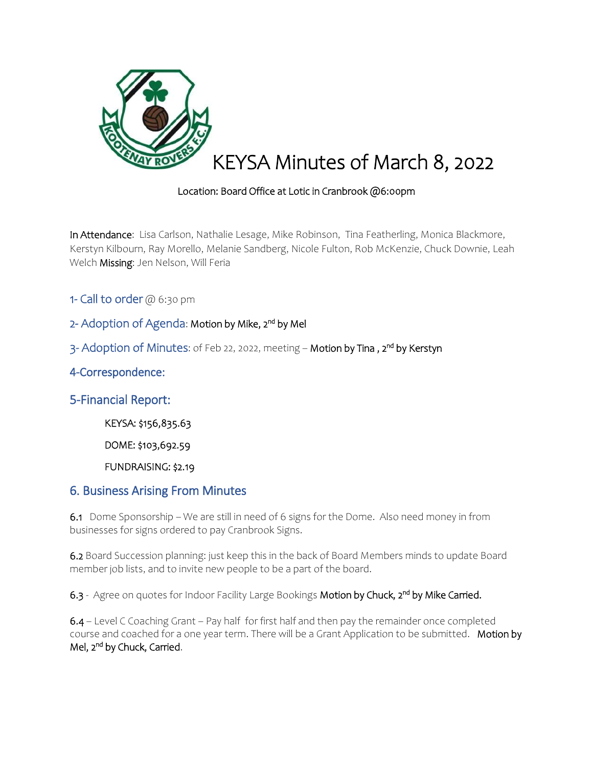# KEYSA Minutes of March 8, 2022

Location: Board Office at Lotic in Cranbrook @6:00pm

**In Attendance**: Lisa Carlson, Nathalie Lesage, Mike Robinson, Tina Featherling, Monica Blackmore, Kerstyn Kilbourn, Ray Morello, Melanie Sandberg, Nicole Fulton, Rob McKenzie, Chuck Downie, Leah Welch **Missing**: Jen Nelson, Will Feria

## 1- Call to order @ 6:30 pm

## 2- Adoption of Agenda: Motion by Mike, 2nd by Mel

## 3- Adoption of Minutes: of Feb 22, 2022, meeting – Motion by Tina , 2nd by Kerstyn

## 4-Correspondence:

## 5-Financial Report:

KEYSA: $156,835.63

DOME: $103,692.59

FUNDRAISING: $2.19

## 6. Business Arising From Minutes

**6.1** Dome Sponsorship – We are still in need of 6 signs for the Dome. Also need money in from businesses for signs ordered to pay Cranbrook Signs.

**6.2** Board Succession planning: just keep this in the back of Board Members minds to update Board member job lists, and to invite new people to be a part of the board.

**6.3** - Agree on quotes for Indoor Facility Large Bookings **Motion by Chuck, 2nd by Mike Carried.**

**6.4** – Level C Coaching Grant – Pay half for first half and then pay the remainder once completed course and coached for a one year term. There will be a Grant Application to be submitted. **Motion by Mel, 2nd by Chuck, Carried.**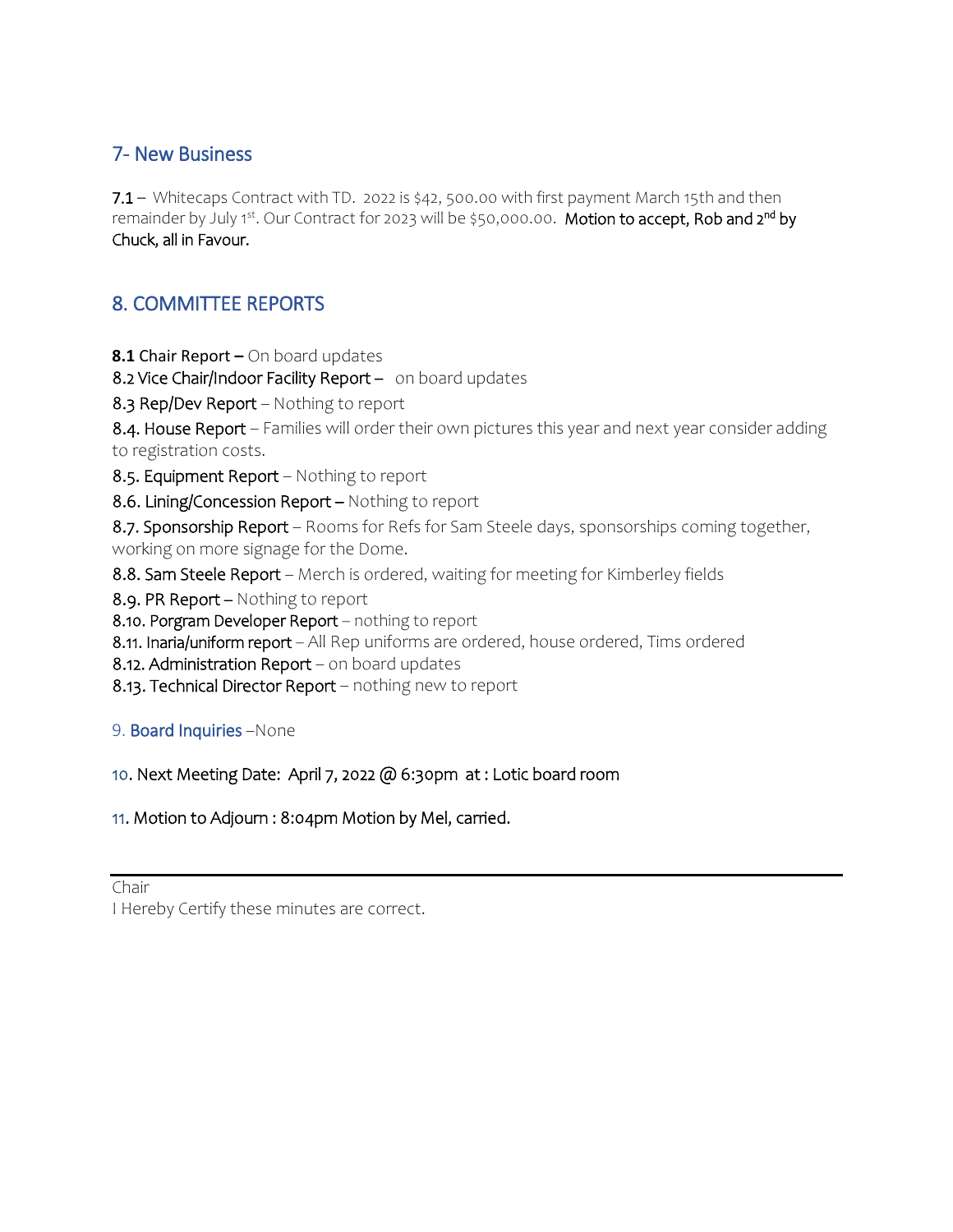## 7- New Business

**7.1** – Whitecaps Contract with TD. 2022 is $42, 500.00 with first payment March 15th and then remainder by July 1st. Our Contract for 2023 will be $50,000.00. Motion to accept, Rob and 2nd by Chuck, all in Favour.

## 8. COMMITTEE REPORTS

**8.1** Chair Report – On board updates

8.2 Vice Chair/Indoor Facility Report – on board updates

8.3 Rep/Dev Report – Nothing to report

8.4. House Report – Families will order their own pictures this year and next year consider adding to registration costs.

8.5. Equipment Report – Nothing to report

8.6. Lining/Concession Report – Nothing to report

8.7. Sponsorship Report – Rooms for Refs for Sam Steele days, sponsorships coming together, working on more signage for the Dome.

8.8. Sam Steele Report – Merch is ordered, waiting for meeting for Kimberley fields

8.9. PR Report – Nothing to report

8.10. Porgram Developer Report – nothing to report

8.11. Inaria/uniform report – All Rep uniforms are ordered, house ordered, Tims ordered

8.12. Administration Report – on board updates

8.13. Technical Director Report – nothing new to report

9. Board Inquiries –None

10. Next Meeting Date: April 7, 2022 @ 6:30pm at : Lotic board room

11. Motion to Adjourn : 8:04pm Motion by Mel, carried.

---

Chair

I Hereby Certify these minutes are correct.